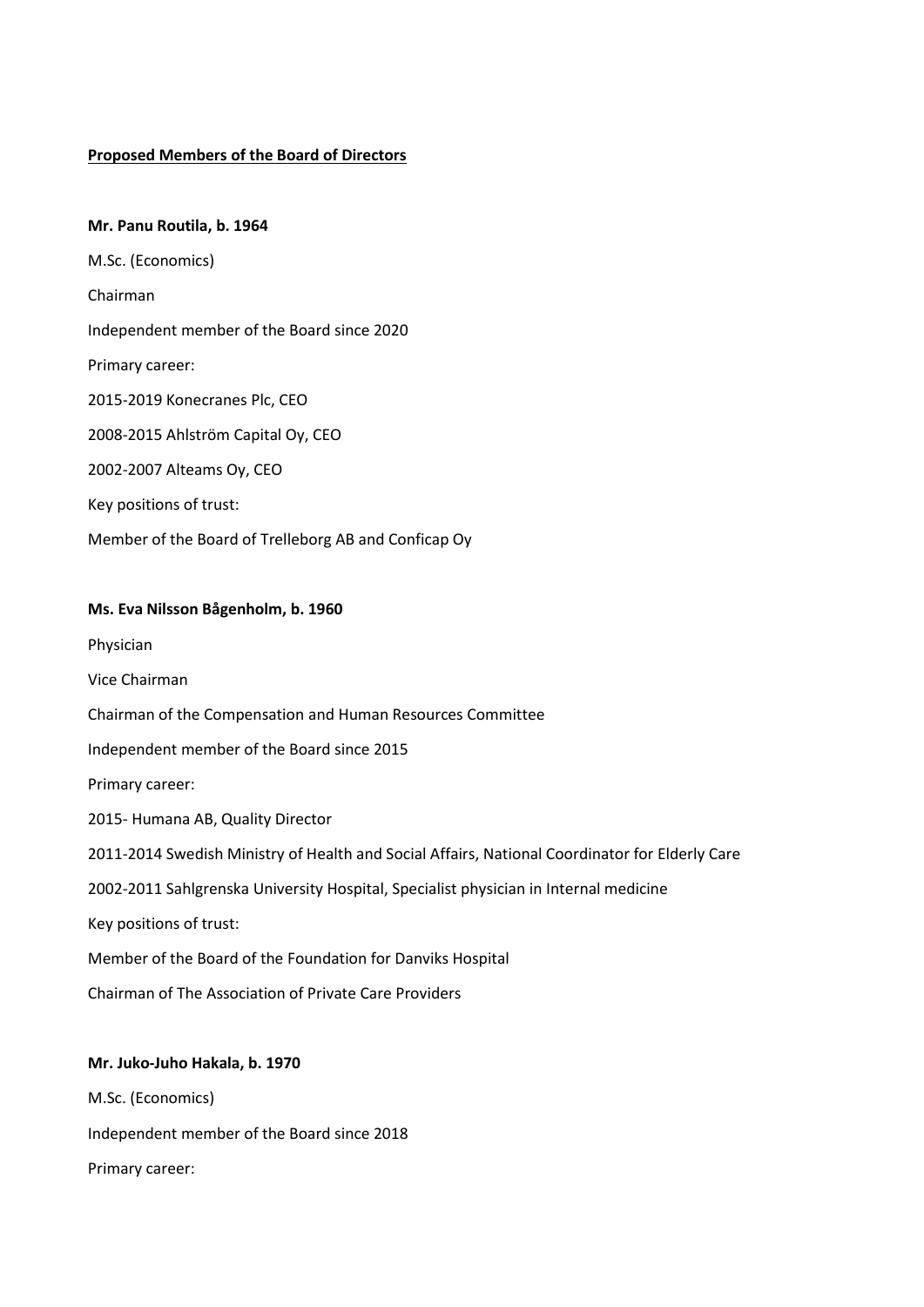**Proposed Members of the Board of Directors**

**Mr. Panu Routila, b. 1964**

M.Sc. (Economics)

Chairman

Independent member of the Board since 2020

Primary career:

2015-2019 Konecranes Plc, CEO

2008-2015 Ahlström Capital Oy, CEO

2002-2007 Alteams Oy, CEO

Key positions of trust:

Member of the Board of Trelleborg AB and Conficap Oy

**Ms. Eva Nilsson Bågenholm, b. 1960**

Physician

Vice Chairman

Chairman of the Compensation and Human Resources Committee

Independent member of the Board since 2015

Primary career:

2015- Humana AB, Quality Director

2011-2014 Swedish Ministry of Health and Social Affairs, National Coordinator for Elderly Care

2002-2011 Sahlgrenska University Hospital, Specialist physician in Internal medicine

Key positions of trust:

Member of the Board of the Foundation for Danviks Hospital

Chairman of The Association of Private Care Providers

**Mr. Juko-Juho Hakala, b. 1970**

M.Sc. (Economics)

Independent member of the Board since 2018

Primary career: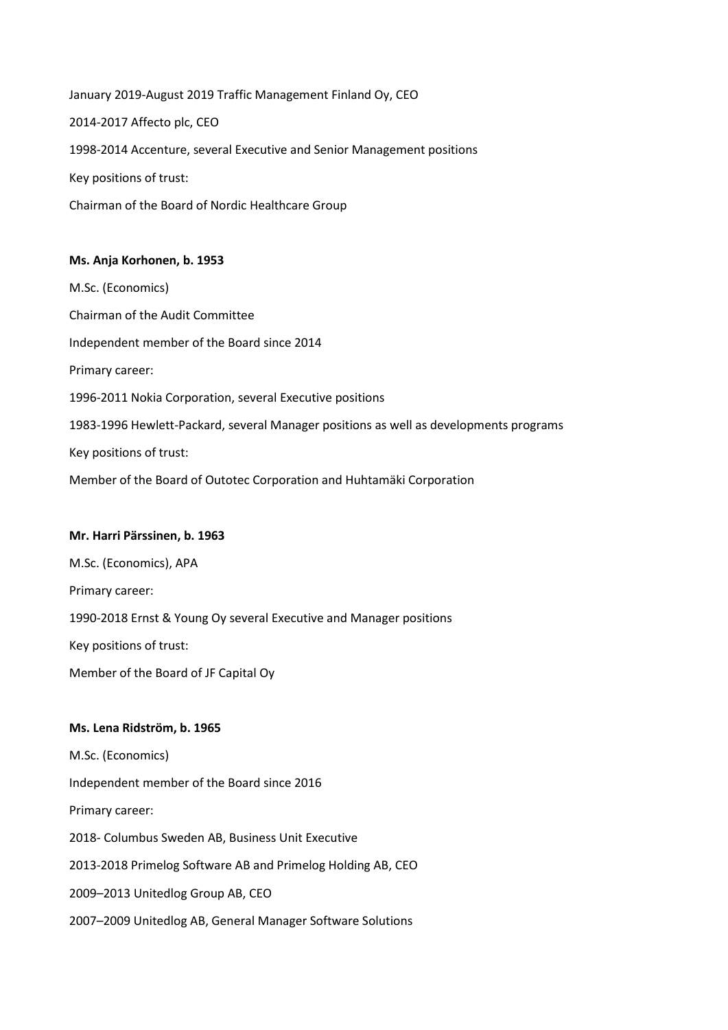January 2019-August 2019 Traffic Management Finland Oy, CEO

2014-2017 Affecto plc, CEO

1998-2014 Accenture, several Executive and Senior Management positions

Key positions of trust:

Chairman of the Board of Nordic Healthcare Group

**Ms. Anja Korhonen, b. 1953**

M.Sc. (Economics)

Chairman of the Audit Committee

Independent member of the Board since 2014

Primary career:

1996-2011 Nokia Corporation, several Executive positions

1983-1996 Hewlett-Packard, several Manager positions as well as developments programs

Key positions of trust:

Member of the Board of Outotec Corporation and Huhtamäki Corporation

**Mr. Harri Pärssinen, b. 1963**

M.Sc. (Economics), APA

Primary career:

1990-2018 Ernst & Young Oy several Executive and Manager positions

Key positions of trust:

Member of the Board of JF Capital Oy

**Ms. Lena Ridström, b. 1965**

M.Sc. (Economics)

Independent member of the Board since 2016

Primary career:

2018- Columbus Sweden AB, Business Unit Executive

2013-2018 Primelog Software AB and Primelog Holding AB, CEO

2009–2013 Unitedlog Group AB, CEO

2007–2009 Unitedlog AB, General Manager Software Solutions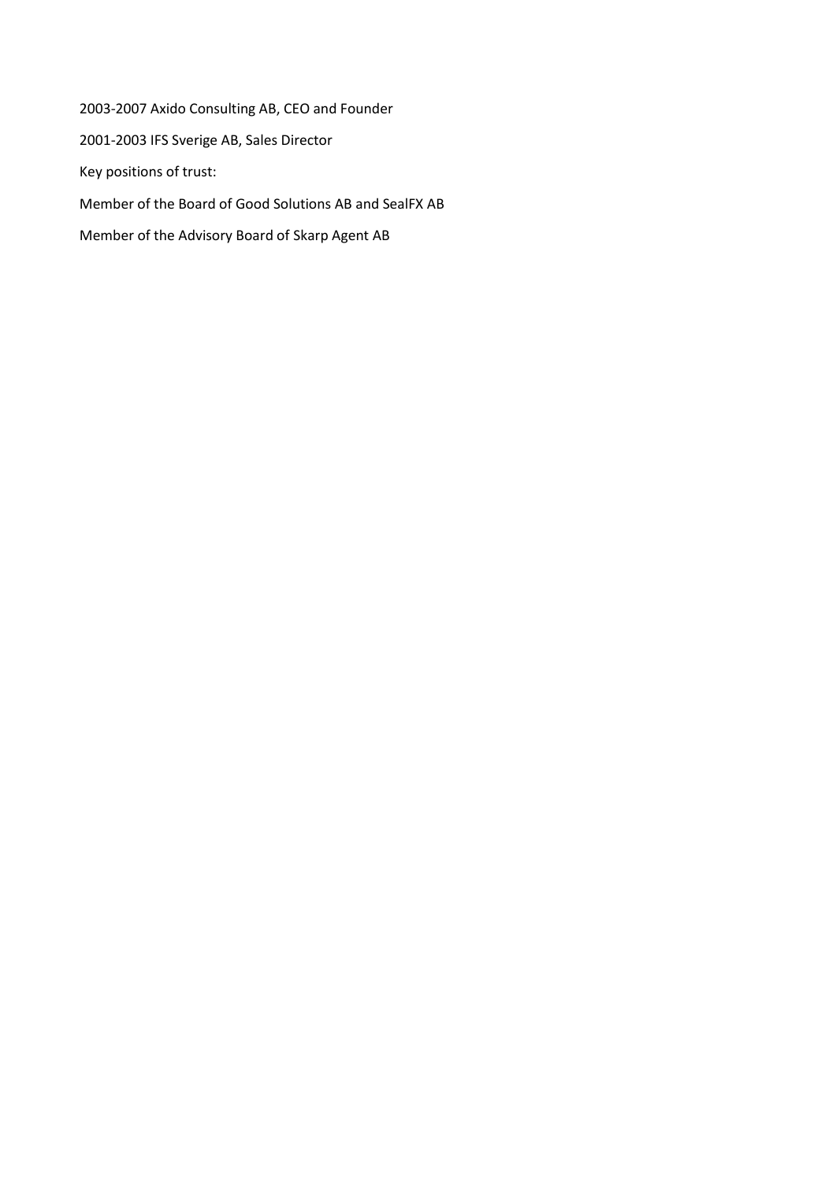2003-2007 Axido Consulting AB, CEO and Founder

2001-2003 IFS Sverige AB, Sales Director

Key positions of trust:

Member of the Board of Good Solutions AB and SealFX AB

Member of the Advisory Board of Skarp Agent AB